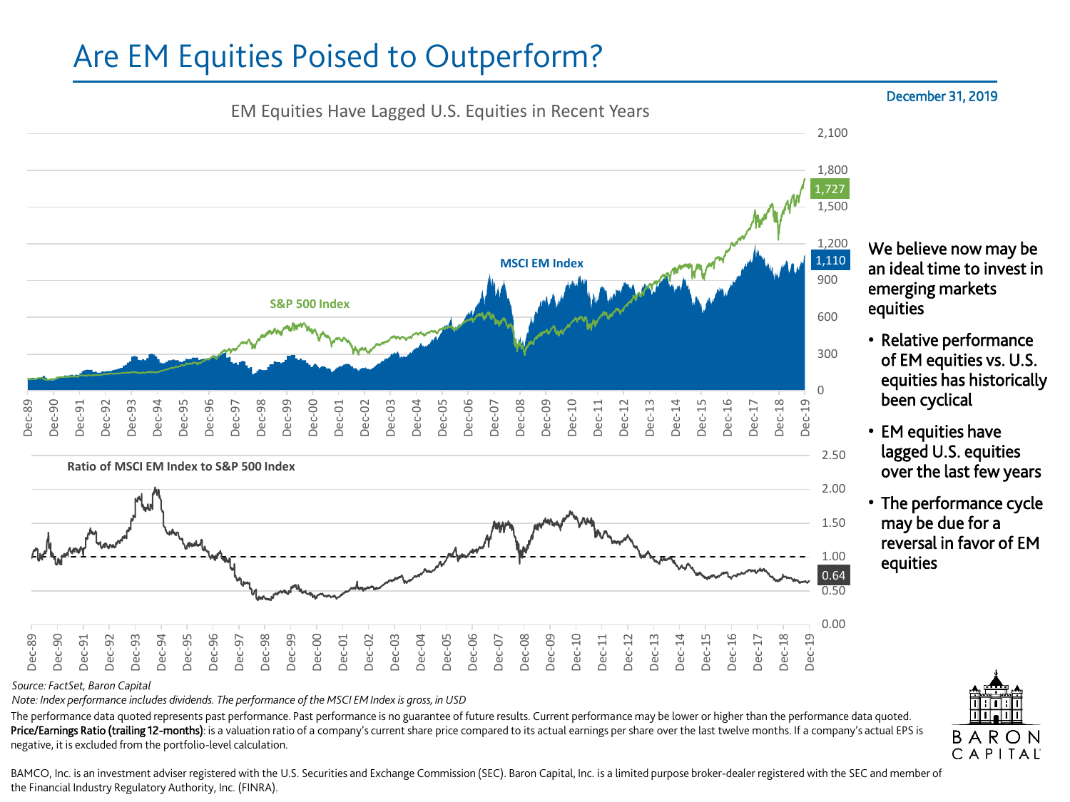# Are EM Equities Poised to Outperform?

December 31, 2019

EM Equities Have Lagged U.S. Equities in Recent Years

We believe now may be an ideal time to invest in emerging markets equities

- Relative performance of EM equities vs. U.S. equities has historically been cyclical
- EM equities have lagged U.S. equities over the last few years
- The performance cycle may be due for a reversal in favor of EM equities

*Source: FactSet, Baron Capital*

*Note: Index performance includes dividends. The performance of the MSCI EM Index is gross, in USD*

The performance data quoted represents past performance. Past performance is no guarantee of future results. Current performance may be lower or higher than the performance data quoted.

**Price/Earnings Ratio (trailing 12-months)**: is a valuation ratio of a company's current share price compared to its actual earnings per share over the last twelve months. If a company's actual EPS is negative, it is excluded from the portfolio-level calculation.

BAMCO, Inc. is an investment adviser registered with the U.S. Securities and Exchange Commission (SEC). Baron Capital, Inc. is a limited purpose broker-dealer registered with the SEC and member of the Financial Industry Regulatory Authority, Inc. (FINRA).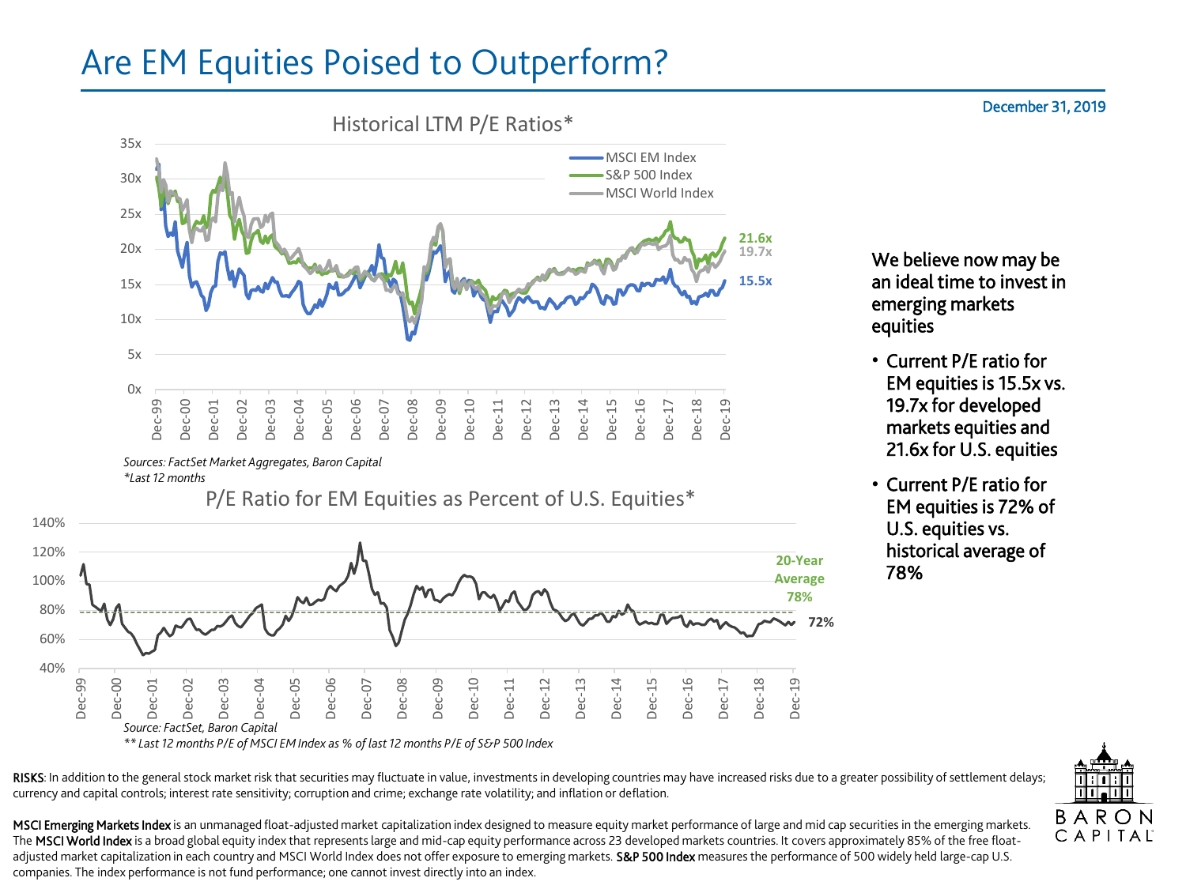# Are EM Equities Poised to Outperform?

December 31, 2019

Historical LTM P/E Ratios*

35x
30x
25x
20x
15x
10x
5x
0x

MSCI EM Index
S&P 500 Index
MSCI World Index

21.6x
19.7x
15.5x

Dec-99 Dec-00 Dec-01 Dec-02 Dec-03 Dec-04 Dec-05 Dec-06 Dec-07 Dec-08 Dec-09 Dec-10 Dec-11 Dec-12 Dec-13 Dec-14 Dec-15 Dec-16 Dec-17 Dec-18 Dec-19

*Sources: FactSet Market Aggregates, Baron Capital*
*\*Last 12 months*

P/E Ratio for EM Equities as Percent of U.S. Equities*

140%
120%
100%
80%
60%
40%

20-Year Average 78%

72%

Dec-99 Dec-00 Dec-01 Dec-02 Dec-03 Dec-04 Dec-05 Dec-06 Dec-07 Dec-08 Dec-09 Dec-10 Dec-11 Dec-12 Dec-13 Dec-14 Dec-15 Dec-16 Dec-17 Dec-18 Dec-19

*Source: FactSet, Baron Capital*
*\*\* Last 12 months P/E of MSCI EM Index as % of last 12 months P/E of S&P 500 Index*

We believe now may be an ideal time to invest in emerging markets equities

- Current P/E ratio for EM equities is 15.5x vs. 19.7x for developed markets equities and 21.6x for U.S. equities
- Current P/E ratio for EM equities is 72% of U.S. equities vs. historical average of 78%

RISKS: In addition to the general stock market risk that securities may fluctuate in value, investments in developing countries may have increased risks due to a greater possibility of settlement delays; currency and capital controls; interest rate sensitivity; corruption and crime; exchange rate volatility; and inflation or deflation.

**MSCI Emerging Markets Index** is an unmanaged float-adjusted market capitalization index designed to measure equity market performance of large and mid cap securities in the emerging markets. The **MSCI World Index** is a broad global equity index that represents large and mid-cap equity performance across 23 developed markets countries. It covers approximately 85% of the free float-adjusted market capitalization in each country and MSCI World Index does not offer exposure to emerging markets. **S&P 500 Index** measures the performance of 500 widely held large-cap U.S. companies. The index performance is not fund performance; one cannot invest directly into an index.

BARON CAPITAL